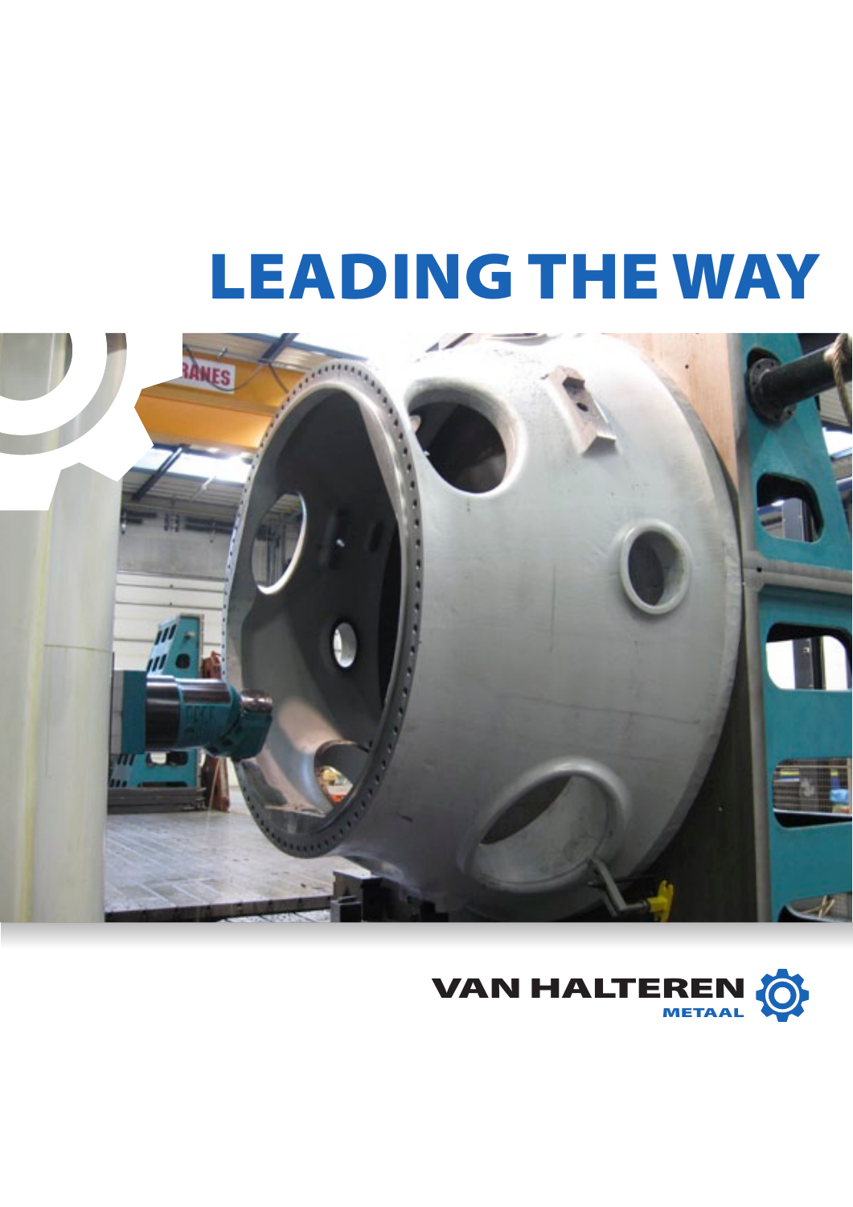# LEADING THE WAY

VAN HALTEREN
METAAL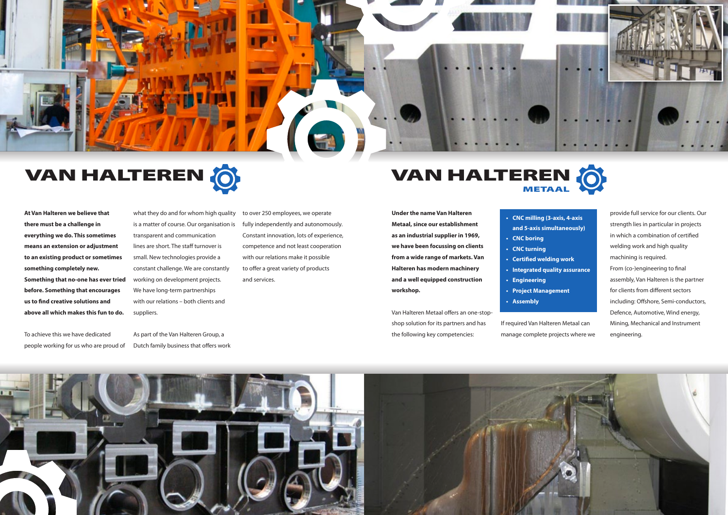# VAN HALTEREN

**At Van Halteren we believe that there must be a challenge in everything we do. This sometimes means an extension or adjustment to an existing product or sometimes something completely new. Something that no-one has ever tried before. Something that encourages us to find creative solutions and above all which makes this fun to do.**

To achieve this we have dedicated people working for us who are proud of what they do and for whom high quality is a matter of course. Our organisation is transparent and communication lines are short. The staff turnover is small. New technologies provide a constant challenge. We are constantly working on development projects. We have long-term partnerships with our relations – both clients and suppliers.

As part of the Van Halteren Group, a Dutch family business that offers work to over 250 employees, we operate fully independently and autonomously. Constant innovation, lots of experience, competence and not least cooperation with our relations make it possible to offer a great variety of products and services.

# VAN HALTEREN METAAL

**Under the name Van Halteren Metaal, since our establishment as an industrial supplier in 1969, we have been focussing on clients from a wide range of markets. Van Halteren has modern machinery and a well equipped construction workshop.**

Van Halteren Metaal offers an one-stop-shop solution for its partners and has the following key competencies:

- **CNC milling (3-axis, 4-axis and 5-axis simultaneously)**
- **CNC boring**
- **CNC turning**
- **Certified welding work**
- **Integrated quality assurance**
- **Engineering**
- **Project Management**
- **Assembly**

If required Van Halteren Metaal can manage complete projects where we provide full service for our clients. Our strength lies in particular in projects in which a combination of certified welding work and high quality machining is required.

From (co-)engineering to final assembly, Van Halteren is the partner for clients from different sectors including: Offshore, Semi-conductors, Defence, Automotive, Wind energy, Mining, Mechanical and Instrument engineering.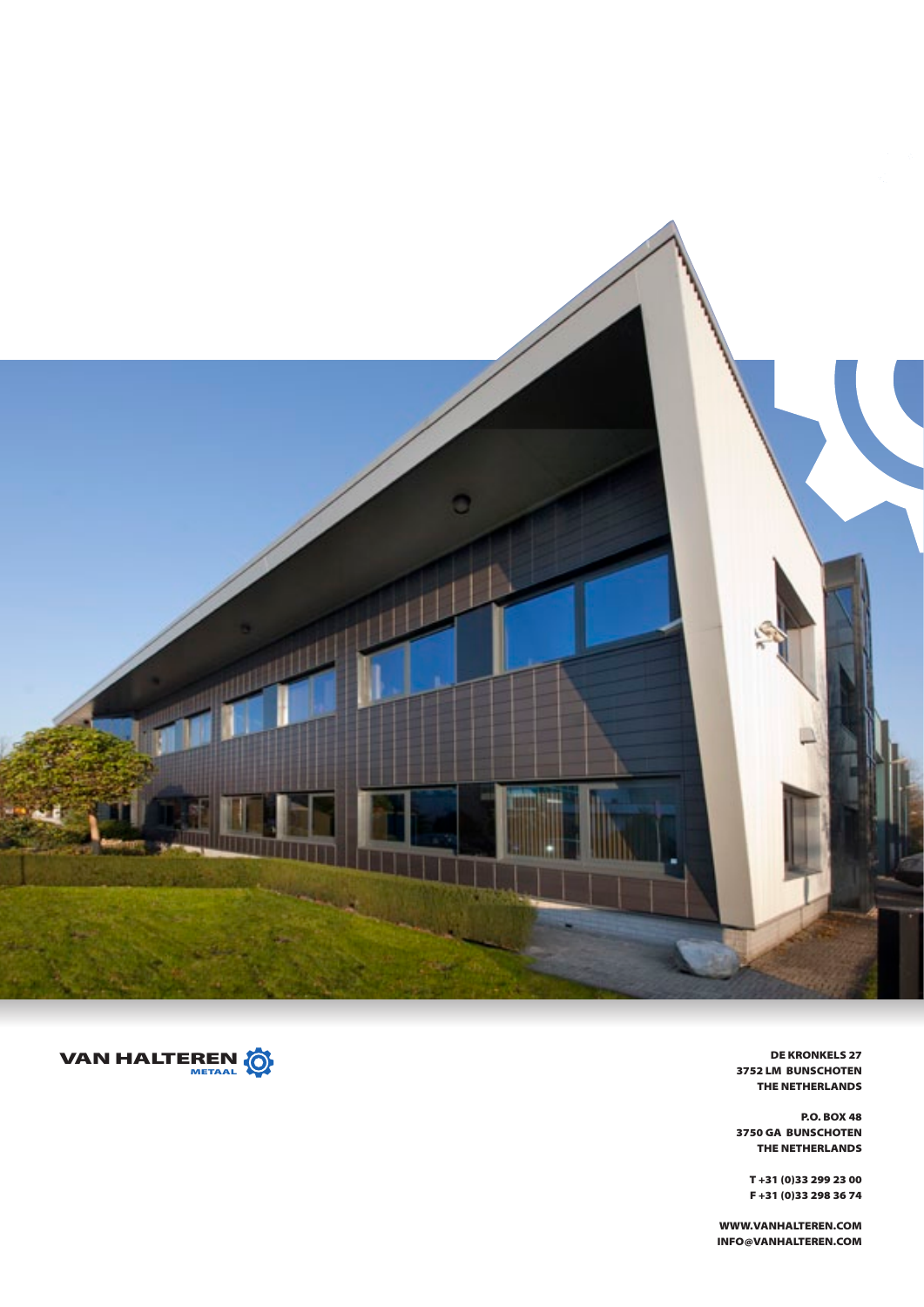VAN HALTEREN METAAL

DE KRONKELS 27
3752 LM BUNSCHOTEN
THE NETHERLANDS

P.O. BOX 48
3750 GA BUNSCHOTEN
THE NETHERLANDS

T +31 (0)33 299 23 00
F +31 (0)33 298 36 74

WWW.VANHALTEREN.COM
INFO@VANHALTEREN.COM